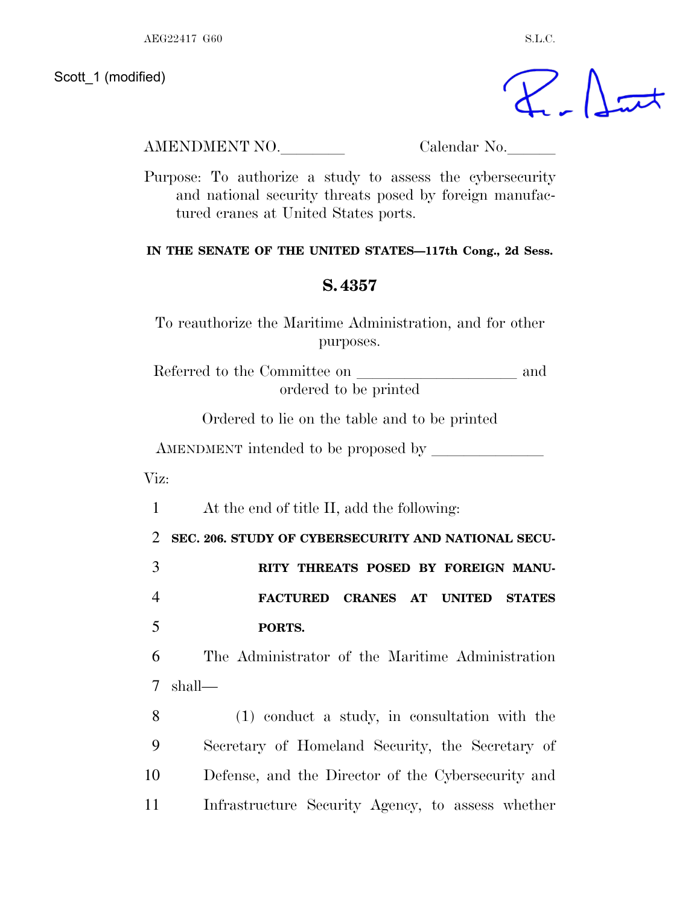Scott_1 (modified)

AMENDMENT NO.________ Calendar No.______

Purpose: To authorize a study to assess the cybersecurity and national security threats posed by foreign manufactured cranes at United States ports.

**IN THE SENATE OF THE UNITED STATES—117th Cong., 2d Sess.**

# S. 4357

To reauthorize the Maritime Administration, and for other purposes.

Referred to the Committee on ____________________ and ordered to be printed

Ordered to lie on the table and to be printed

AMENDMENT intended to be proposed by ______________

Viz:

1 At the end of title II, add the following:

2 **SEC. 206. STUDY OF CYBERSECURITY AND NATIONAL SECU-**
3 **RITY THREATS POSED BY FOREIGN MANU-**
4 **FACTURED CRANES AT UNITED STATES**
5 **PORTS.**

6 The Administrator of the Maritime Administration
7 shall—

8 (1) conduct a study, in consultation with the
9 Secretary of Homeland Security, the Secretary of
10 Defense, and the Director of the Cybersecurity and
11 Infrastructure Security Agency, to assess whether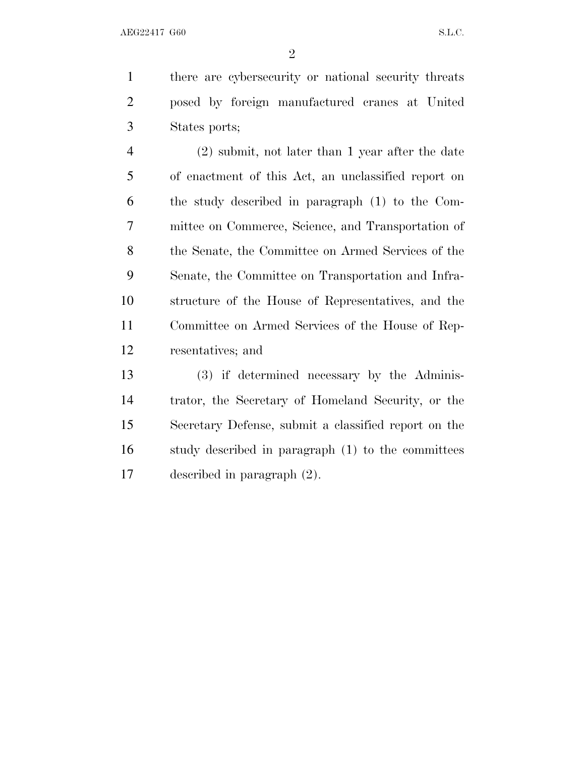there are cybersecurity or national security threats posed by foreign manufactured cranes at United States ports;

(2) submit, not later than 1 year after the date of enactment of this Act, an unclassified report on the study described in paragraph (1) to the Committee on Commerce, Science, and Transportation of the Senate, the Committee on Armed Services of the Senate, the Committee on Transportation and Infrastructure of the House of Representatives, and the Committee on Armed Services of the House of Representatives; and

(3) if determined necessary by the Administrator, the Secretary of Homeland Security, or the Secretary Defense, submit a classified report on the study described in paragraph (1) to the committees described in paragraph (2).